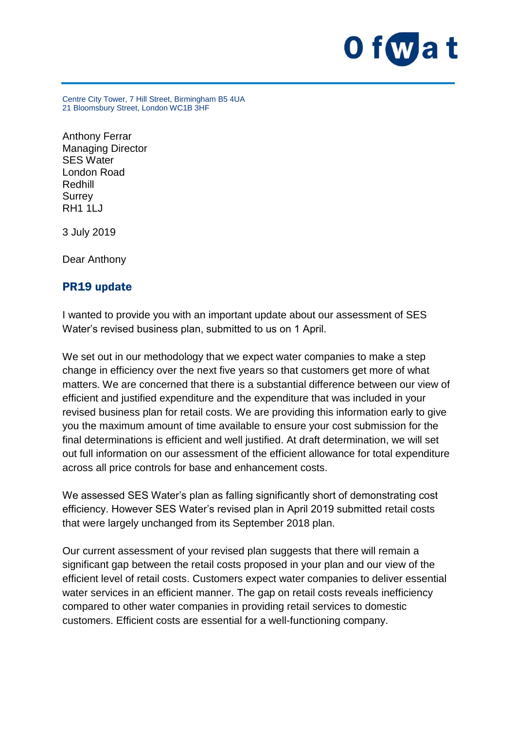Ofwat

Centre City Tower, 7 Hill Street, Birmingham B5 4UA
21 Bloomsbury Street, London WC1B 3HF

Anthony Ferrar
Managing Director
SES Water
London Road
Redhill
Surrey
RH1 1LJ

3 July 2019

Dear Anthony

## PR19 update

I wanted to provide you with an important update about our assessment of SES Water's revised business plan, submitted to us on 1 April.

We set out in our methodology that we expect water companies to make a step change in efficiency over the next five years so that customers get more of what matters. We are concerned that there is a substantial difference between our view of efficient and justified expenditure and the expenditure that was included in your revised business plan for retail costs. We are providing this information early to give you the maximum amount of time available to ensure your cost submission for the final determinations is efficient and well justified. At draft determination, we will set out full information on our assessment of the efficient allowance for total expenditure across all price controls for base and enhancement costs.

We assessed SES Water's plan as falling significantly short of demonstrating cost efficiency. However SES Water's revised plan in April 2019 submitted retail costs that were largely unchanged from its September 2018 plan.

Our current assessment of your revised plan suggests that there will remain a significant gap between the retail costs proposed in your plan and our view of the efficient level of retail costs. Customers expect water companies to deliver essential water services in an efficient manner. The gap on retail costs reveals inefficiency compared to other water companies in providing retail services to domestic customers. Efficient costs are essential for a well-functioning company.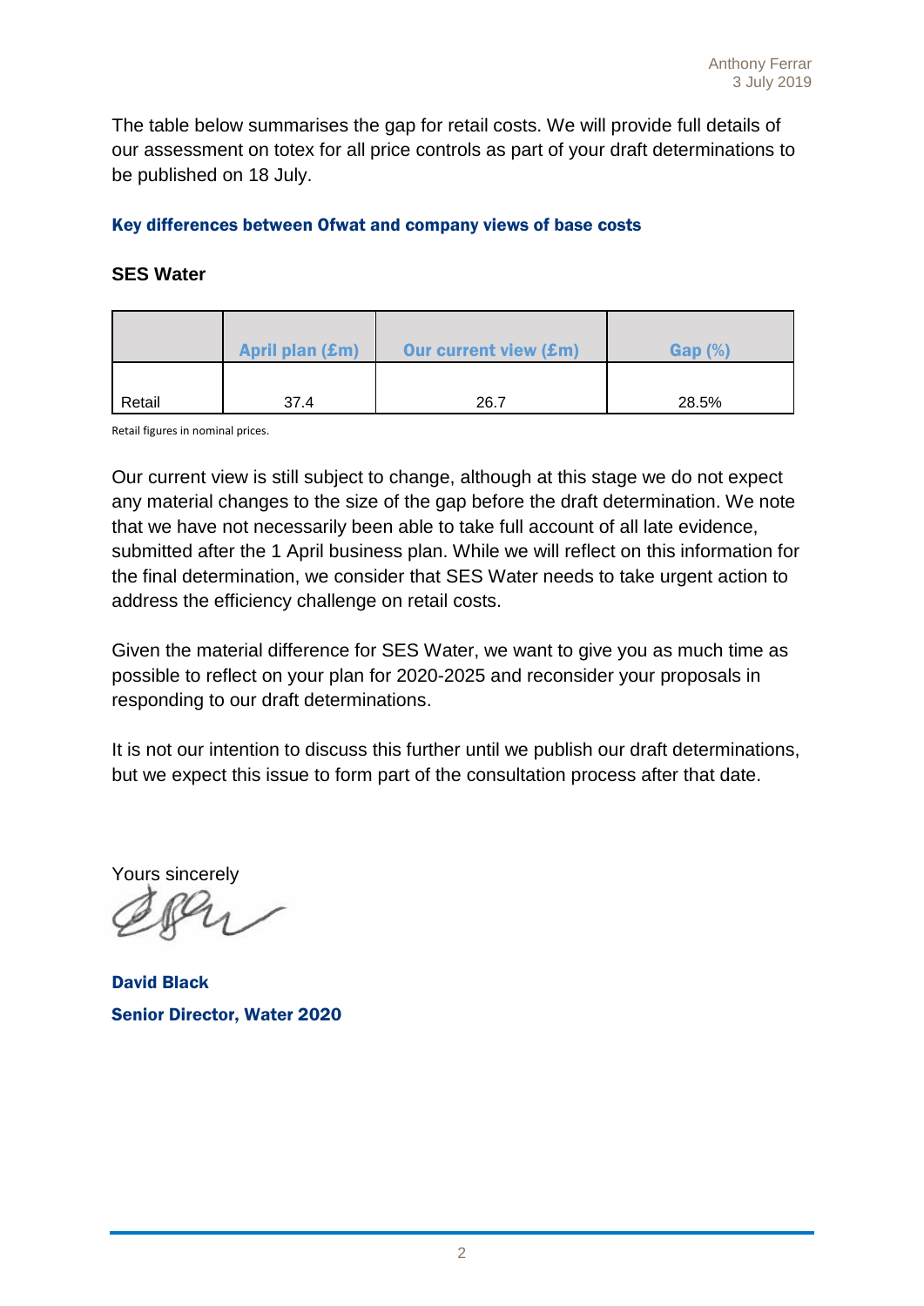The table below summarises the gap for retail costs. We will provide full details of our assessment on totex for all price controls as part of your draft determinations to be published on 18 July.

### Key differences between Ofwat and company views of base costs

**SES Water**

| | April plan (£m) | Our current view (£m) | Gap (%) |
|---|---|---|---|
| Retail | 37.4 | 26.7 | 28.5% |

Retail figures in nominal prices.

Our current view is still subject to change, although at this stage we do not expect any material changes to the size of the gap before the draft determination. We note that we have not necessarily been able to take full account of all late evidence, submitted after the 1 April business plan. While we will reflect on this information for the final determination, we consider that SES Water needs to take urgent action to address the efficiency challenge on retail costs.

Given the material difference for SES Water, we want to give you as much time as possible to reflect on your plan for 2020-2025 and reconsider your proposals in responding to our draft determinations.

It is not our intention to discuss this further until we publish our draft determinations, but we expect this issue to form part of the consultation process after that date.

Yours sincerely

**David Black**
**Senior Director, Water 2020**